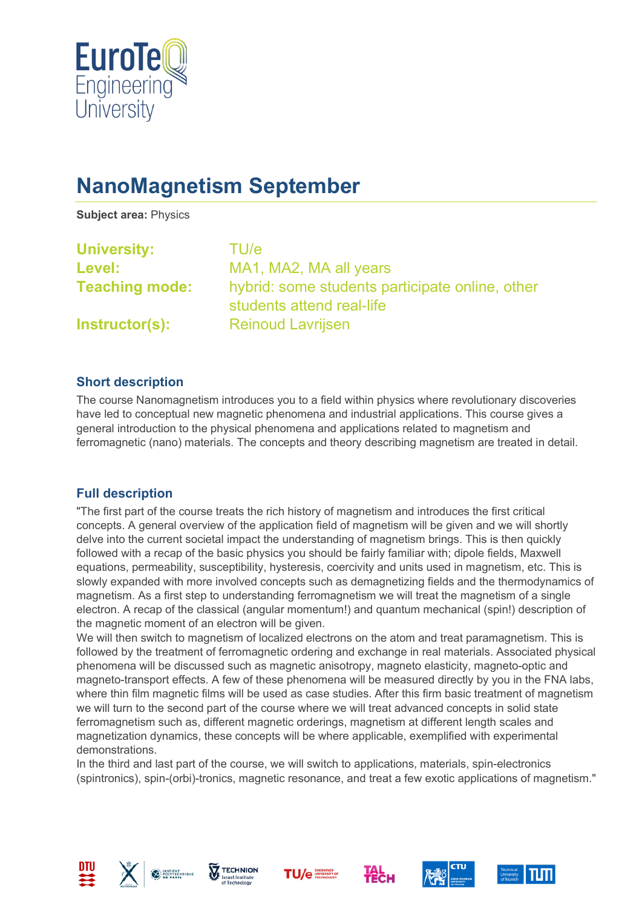# NanoMagnetism September

**Subject area:** Physics

**University:** TU/e
**Level:** MA1, MA2, MA all years
**Teaching mode:** hybrid: some students participate online, other students attend real-life
**Instructor(s):** Reinoud Lavrijsen

## Short description

The course Nanomagnetism introduces you to a field within physics where revolutionary discoveries have led to conceptual new magnetic phenomena and industrial applications. This course gives a general introduction to the physical phenomena and applications related to magnetism and ferromagnetic (nano) materials. The concepts and theory describing magnetism are treated in detail.

## Full description

"The first part of the course treats the rich history of magnetism and introduces the first critical concepts. A general overview of the application field of magnetism will be given and we will shortly delve into the current societal impact the understanding of magnetism brings. This is then quickly followed with a recap of the basic physics you should be fairly familiar with; dipole fields, Maxwell equations, permeability, susceptibility, hysteresis, coercivity and units used in magnetism, etc. This is slowly expanded with more involved concepts such as demagnetizing fields and the thermodynamics of magnetism. As a first step to understanding ferromagnetism we will treat the magnetism of a single electron. A recap of the classical (angular momentum!) and quantum mechanical (spin!) description of the magnetic moment of an electron will be given.
We will then switch to magnetism of localized electrons on the atom and treat paramagnetism. This is followed by the treatment of ferromagnetic ordering and exchange in real materials. Associated physical phenomena will be discussed such as magnetic anisotropy, magneto elasticity, magneto-optic and magneto-transport effects. A few of these phenomena will be measured directly by you in the FNA labs, where thin film magnetic films will be used as case studies. After this firm basic treatment of magnetism we will turn to the second part of the course where we will treat advanced concepts in solid state ferromagnetism such as, different magnetic orderings, magnetism at different length scales and magnetization dynamics, these concepts will be where applicable, exemplified with experimental demonstrations.
In the third and last part of the course, we will switch to applications, materials, spin-electronics (spintronics), spin-(orbi)-tronics, magnetic resonance, and treat a few exotic applications of magnetism."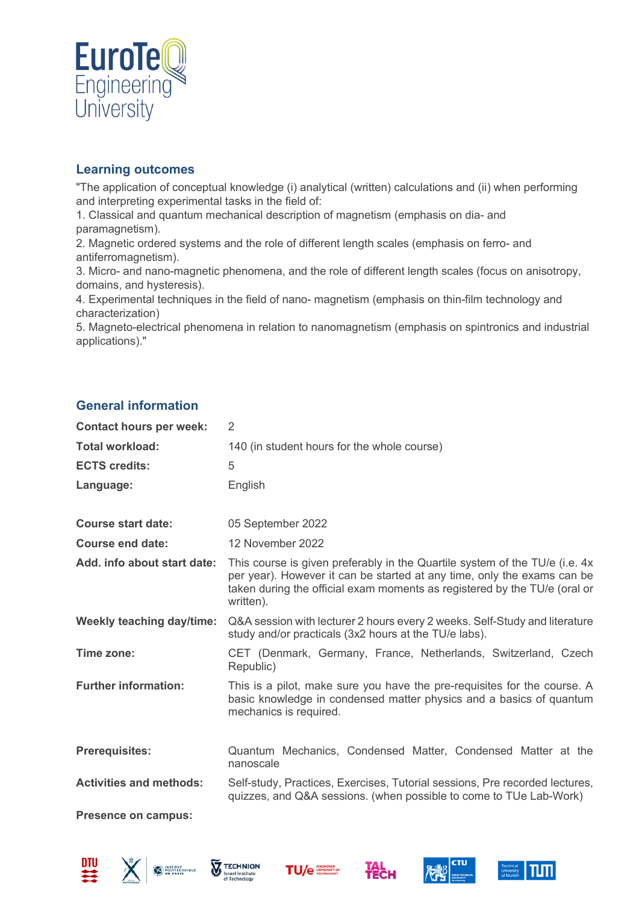## Learning outcomes

"The application of conceptual knowledge (i) analytical (written) calculations and (ii) when performing and interpreting experimental tasks in the field of:

1. Classical and quantum mechanical description of magnetism (emphasis on dia- and paramagnetism).
2. Magnetic ordered systems and the role of different length scales (emphasis on ferro- and antiferromagnetism).
3. Micro- and nano-magnetic phenomena, and the role of different length scales (focus on anisotropy, domains, and hysteresis).
4. Experimental techniques in the field of nano- magnetism (emphasis on thin-film technology and characterization)
5. Magneto-electrical phenomena in relation to nanomagnetism (emphasis on spintronics and industrial applications)."

## General information

| | |
|---|---|
| **Contact hours per week:** | 2 |
| **Total workload:** | 140 (in student hours for the whole course) |
| **ECTS credits:** | 5 |
| **Language:** | English |
| **Course start date:** | 05 September 2022 |
| **Course end date:** | 12 November 2022 |
| **Add. info about start date:** | This course is given preferably in the Quartile system of the TU/e (i.e. 4x per year). However it can be started at any time, only the exams can be taken during the official exam moments as registered by the TU/e (oral or written). |
| **Weekly teaching day/time:** | Q&A session with lecturer 2 hours every 2 weeks. Self-Study and literature study and/or practicals (3x2 hours at the TU/e labs). |
| **Time zone:** | CET (Denmark, Germany, France, Netherlands, Switzerland, Czech Republic) |
| **Further information:** | This is a pilot, make sure you have the pre-requisites for the course. A basic knowledge in condensed matter physics and a basics of quantum mechanics is required. |
| **Prerequisites:** | Quantum Mechanics, Condensed Matter, Condensed Matter at the nanoscale |
| **Activities and methods:** | Self-study, Practices, Exercises, Tutorial sessions, Pre recorded lectures, quizzes, and Q&A sessions. (when possible to come to TUe Lab-Work) |
| **Presence on campus:** | |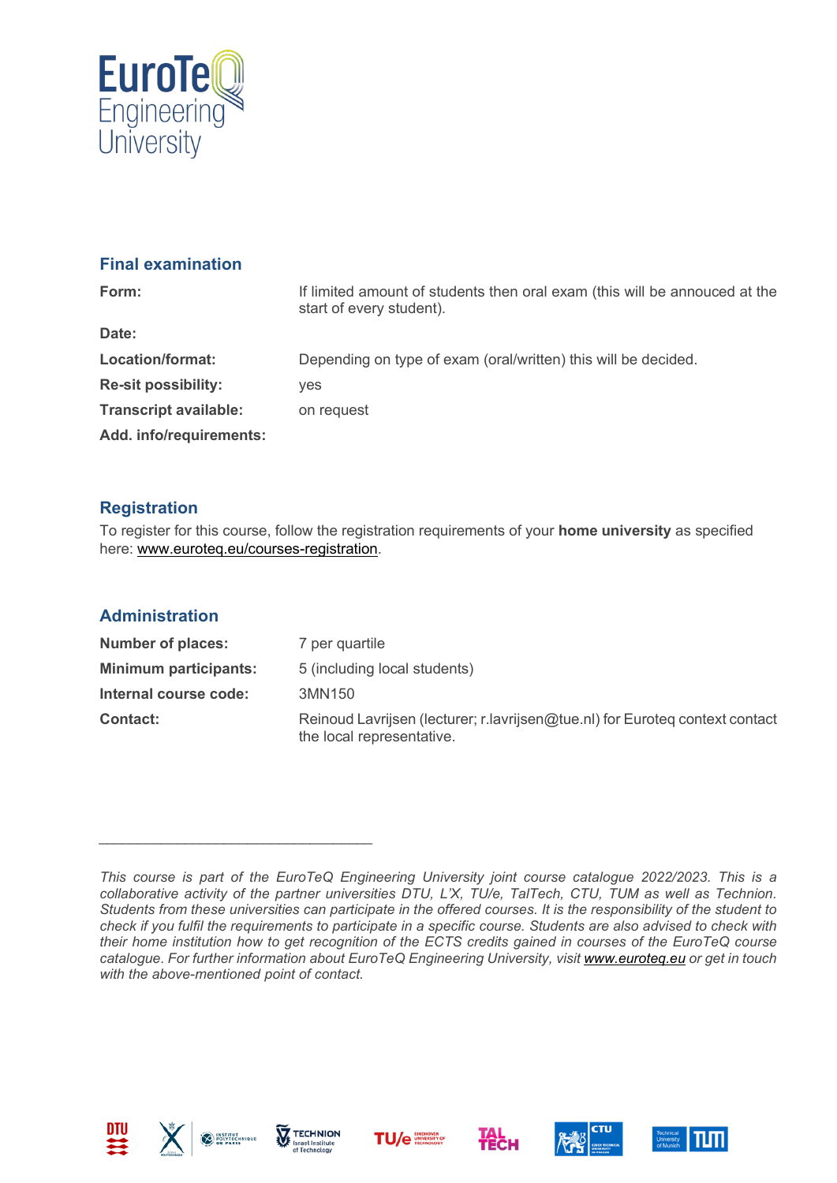## Final examination

| | |
|---|---|
| **Form:** | If limited amount of students then oral exam (this will be annouced at the start of every student). |
| **Date:** | |
| **Location/format:** | Depending on type of exam (oral/written) this will be decided. |
| **Re-sit possibility:** | yes |
| **Transcript available:** | on request |
| **Add. info/requirements:** | |

## Registration

To register for this course, follow the registration requirements of your **home university** as specified here: www.euroteq.eu/courses-registration.

## Administration

| | |
|---|---|
| **Number of places:** | 7 per quartile |
| **Minimum participants:** | 5 (including local students) |
| **Internal course code:** | 3MN150 |
| **Contact:** | Reinoud Lavrijsen (lecturer; r.lavrijsen@tue.nl) for Euroteq context contact the local representative. |

---

*This course is part of the EuroTeQ Engineering University joint course catalogue 2022/2023. This is a collaborative activity of the partner universities DTU, L'X, TU/e, TalTech, CTU, TUM as well as Technion. Students from these universities can participate in the offered courses. It is the responsibility of the student to check if you fulfil the requirements to participate in a specific course. Students are also advised to check with their home institution how to get recognition of the ECTS credits gained in courses of the EuroTeQ course catalogue. For further information about EuroTeQ Engineering University, visit www.euroteq.eu or get in touch with the above-mentioned point of contact.*